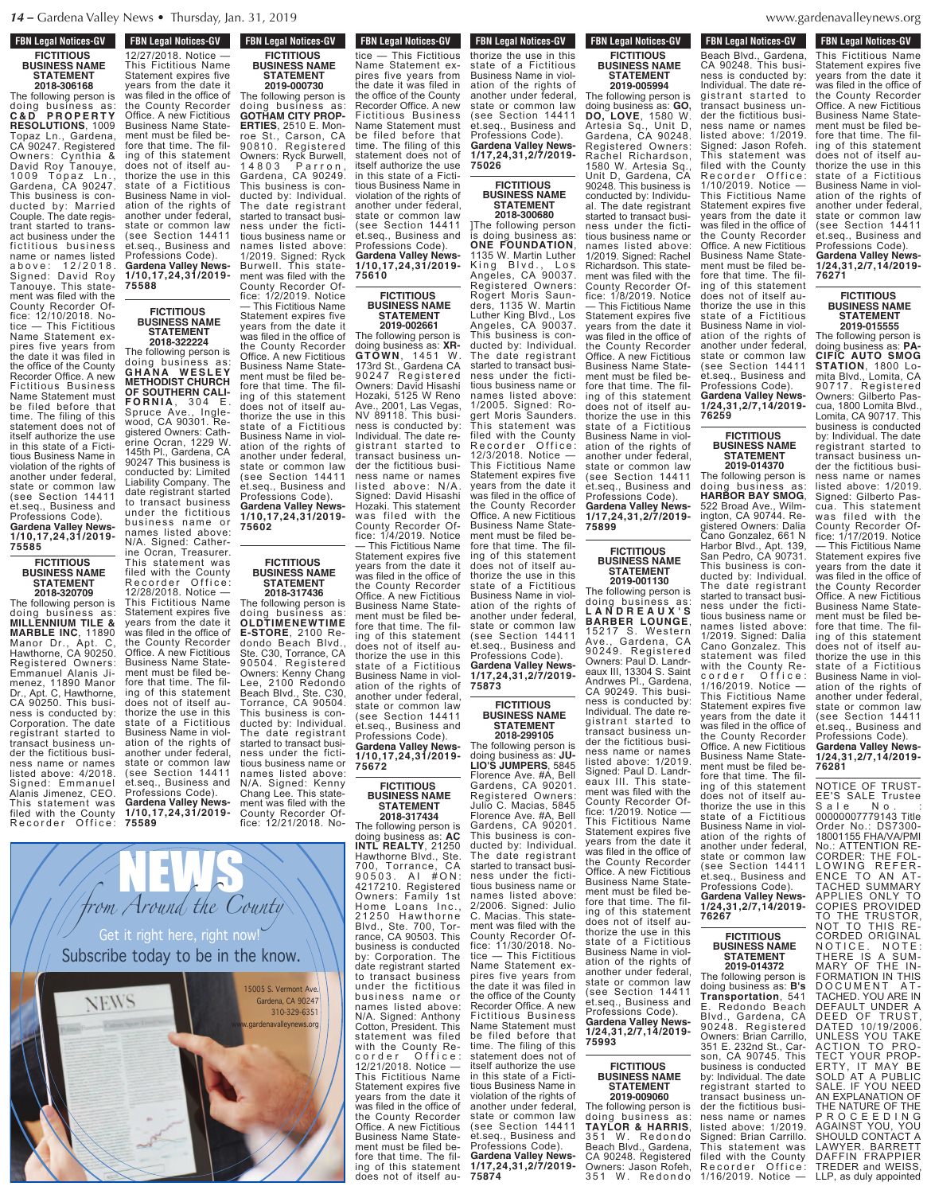## FBN Legal Notices-GV

**FICTITIOUS BUSINESS NAME STATEMENT 2018-306168**

The following person is doing business as: **C&D PROPERTY RESOLUTIONS**, 1009 Topaz Ln., Gardena, CA 90247. Registered Owners: Cynthia & David Roy Tanouye, 1009 Topaz Ln., Gardena, CA 90247. This business is conducted by: Married Couple. The date registrant started to transact business under the fictitious business name or names listed above: 12/2018. Signed: David Roy Tanouye. This statement was filed with the County Recorder Office: 12/10/2018. Notice — This Fictitious Name Statement expires five years from the date it was filed in the office of the County Recorder Office. A new Fictitious Business Name Statement must be filed before that time. The filing of this statement does not of itself authorize the use in this state of a Fictitious Business Name in violation of the rights of another under federal, state or common law (see Section 14411 et.seq., Business and Professions Code).
**Gardena Valley News-1/10,17,24,31/2019-75585**

**FICTITIOUS BUSINESS NAME STATEMENT 2018-320709**

The following person is doing business as: **MILLENNIUM TILE & MARBLE INC**, 11890 Manor Dr., Apt. C, Hawthorne, CA 90250. Registered Owners: Emmanuel Alanis Jimenez, 11890 Manor Dr., Apt. C, Hawthorne, CA 90250. This business is conducted by: Corporation. The date registrant started to transact business under the fictitious business name or names listed above: 4/2018. Signed: Emmanuel Alanis Jimenez, CEO. This statement was filed with the County Recorder Office: 12/27/2018. Notice — This Fictitious Name Statement expires five years from the date it was filed in the office of the County Recorder Office. A new Fictitious Business Name Statement must be filed before that time. The filing of this statement does not of itself authorize the use in this state of a Fictitious Business Name in violation of the rights of another under federal, state or common law (see Section 14411 et.seq., Business and Professions Code).
**Gardena Valley News-1/10,17,24,31/2019-75588**

**FICTITIOUS BUSINESS NAME STATEMENT 2018-322224**

The following person is doing business as: **GHANA WESLEY METHODIST CHURCH OF SOUTHERN CALIFORNIA**, 304 E. Spruce Ave., Inglewood, CA 90301. Registered Owners: Catherine Ocran, 1229 W. 145th Pl., Gardena, CA 90247 This business is conducted by: Limited Liability Company. The date registrant started to transact business under the fictitious business name or names listed above: N/A. Signed: Catherine Ocran, Treasurer. This statement was filed with the County Recorder Office: 12/28/2018. Notice — This Fictitious Name Statement expires five years from the date it was filed in the office of the County Recorder Office. A new Fictitious Business Name Statement must be filed before that time. The filing of this statement does not of itself authorize the use in this state of a Fictitious Business Name in violation of the rights of another under federal, state or common law (see Section 14411 et.seq., Business and Professions Code).
**Gardena Valley News-1/10,17,24,31/2019-75589**

**FICTITIOUS BUSINESS NAME STATEMENT 2019-000730**

The following person is doing business as: **GOTHAM CITY PROPERTIES**, 2510 E. Monroe St., Carson, CA 90810. Registered Owners: Ryck Burwell, 14803 Parron, Gardena, CA 90249. This business is conducted by: Individual. The date registrant started to transact business under the fictitious business name or names listed above: 1/2019. Signed: Ryck Burwell. This statement was filed with the County Recorder Office: 1/2/2019. Notice — This Fictitious Name Statement expires five years from the date it was filed in the office of the County Recorder Office. A new Fictitious Business Name Statement must be filed before that time. The filing of this statement does not of itself authorize the use in this state of a Fictitious Business Name in violation of the rights of another under federal, state or common law (see Section 14411 et.seq., Business and Professions Code).
**Gardena Valley News-1/10,17,24,31/2019-75602**

**FICTITIOUS BUSINESS NAME STATEMENT 2018-317436**

The following person is doing business as: **OLDTIMENEWTIME E-STORE**, 2100 Redondo Beach Blvd., Ste. C30, Torrance, CA 90504. Registered Owners: Kenny Chang Lee, 2100 Redondo Beach Blvd., Ste. C30, Torrance, CA 90504. This business is conducted by: Individual. The date registrant started to transact business under the fictitious business name or names listed above: N/A. Signed: Kenny Chang Lee. This statement was filed with the County Recorder Office: 12/21/2018. Notice — This Fictitious Name Statement expires five years from the date it was filed in the office of the County Recorder Office. A new Fictitious Business Name Statement must be filed before that time. The filing of this statement does not of itself authorize the use in this state of a Fictitious Business Name in violation of the rights of another under federal, state or common law (see Section 14411 et.seq., Business and Professions Code).
**Gardena Valley News-1/10,17,24,31/2019-75610**

**NEWS** *from Around the County*
Get it right here, right now! Subscribe today to be in the know.
15005 S. Vermont Ave. Gardena, CA 90247 310-329-6351 www.gardenavalleynews.org

**FICTITIOUS BUSINESS NAME STATEMENT 2019-002661**

The following person is doing business as: **XR-GTOWN**, 1451 W. 173rd St., Gardena CA 90247 Registered Owners: David Hisashi Hozaki, 5125 W Reno Ave., 2001, Las Vegas, NV 89118. This business is conducted by: Individual. The date registrant started to transact business under the fictitious business name or names listed above: N/A. Signed: David Hisashi Hozaki. This statement was filed with the County Recorder Office: 1/4/2019. Notice — This Fictitious Name Statement expires five years from the date it was filed in the office of the County Recorder Office. A new Fictitious Business Name Statement must be filed before that time. The filing of this statement does not of itself authorize the use in this state of a Fictitious Business Name in violation of the rights of another under federal, state or common law (see Section 14411 et.seq., Business and Professions Code).
**Gardena Valley News-1/10,17,24,31/2019-75672**

**FICTITIOUS BUSINESS NAME STATEMENT 2018-317434**

The following person is doing business as: **AC INTL REALTY**, 21250 Hawthorne Blvd., Ste. 700, Torrance, CA 90503. AI #ON: 4217210. Registered Owners: Family 1st Home Loans Inc., 21250 Hawthorne Blvd., Ste. 700, Torrance, CA 90503. This business is conducted by: Corporation. The date registrant started to transact business under the fictitious business name or names listed above: N/A. Signed: Anthony Cotton, President. This statement was filed with the County Recorder Office: 12/21/2018. Notice — This Fictitious Name Statement expires five years from the date it was filed in the office of the County Recorder Office. A new Fictitious Business Name Statement must be filed before that time. The filing of this statement does not of itself authorize the use in this state of a Fictitious Business Name in violation of the rights of another under federal, state or common law (see Section 14411 et.seq., Business and Professions Code).
**Gardena Valley News-1/17,24,31,2/7/2019-75026**

**FICTITIOUS BUSINESS NAME STATEMENT 2018-300680**

]The following person is doing business as: **ONE FOUNDATION**, 1135 W. Martin Luther King Blvd., Los Angeles, CA 90037. Registered Owners: Rogert Moris Saunders, 1135 W. Martin Luther King Blvd., Los Angeles, CA 90037. This business is conducted by: Individual. The date registrant started to transact business under the fictitious business name or names listed above: 1/2005. Signed: Rogert Moris Saunders. This statement was filed with the County Recorder Office: 12/3/2018. Notice — This Fictitious Name Statement expires five years from the date it was filed in the office of the County Recorder Office. A new Fictitious Business Name Statement must be filed before that time. The filing of this statement does not of itself authorize the use in this state of a Fictitious Business Name in violation of the rights of another under federal, state or common law (see Section 14411 et.seq., Business and Professions Code).
**Gardena Valley News-1/17,24,31,2/7/2019-75873**

**FICTITIOUS BUSINESS NAME STATEMENT 2018-299105**

The following person is doing business as: **JULIO'S JUMPERS**, 5845 Florence Ave. #A, Bell Gardens, CA 90201. Registered Owners: Julio C. Macias, 5845 Florence Ave. #A, Bell Gardens, CA 90201. This business is conducted by: Individual. The date registrant started to transact business under the fictitious business name or names listed above: 2/2006. Signed: Julio C. Macias. This statement was filed with the County Recorder Office: 11/30/2018. Notice — This Fictitious Name Statement expires five years from the date it was filed in the office of the County Recorder Office. A new Fictitious Business Name Statement must be filed before that time. The filing of this statement does not of itself authorize the use in this state of a Fictitious Business Name in violation of the rights of another under federal, state or common law (see Section 14411 et.seq., Business and Professions Code).
**Gardena Valley News-1/17,24,31,2/7/2019-75874**

**FICTITIOUS BUSINESS NAME STATEMENT 2019-005994**

The following person is doing business as: **GO, DO, LOVE**, 1580 W. Artesia Sq., Unit D, Gardena, CA 90248. Registered Owners: Rachel Richardson, 1580 W. Artesia Sq., Unit D, Gardena, CA 90248. This business is conducted by: Individual. The date registrant started to transact business under the fictitious business name or names listed above: 1/2019. Signed: Rachel Richardson. This statement was filed with the County Recorder Office: 1/8/2019. Notice — This Fictitious Name Statement expires five years from the date it was filed in the office of the County Recorder Office. A new Fictitious Business Name Statement must be filed before that time. The filing of this statement does not of itself authorize the use in this state of a Fictitious Business Name in violation of the rights of another under federal, state or common law (see Section 14411 et.seq., Business and Professions Code).
**Gardena Valley News-1/17,24,31,2/7/2019-75899**

**FICTITIOUS BUSINESS NAME STATEMENT 2019-001130**

The following person is doing business as: **LANDREAUX'S BARBER LOUNGE**, 15217 S. Western Ave., Gardena, CA 90249. Registered Owners: Paul D. Landreaux III, 13304 S. Saint Andrwes Pl., Gardena, CA 90249. This business is conducted by: Individual. The date registrant started to transact business under the fictitious business name or names listed above: 1/2019. Signed: Paul D. Landreaux III. This statement was filed with the County Recorder Office: 1/2019. Notice — This Fictitious Name Statement expires five years from the date it was filed in the office of the County Recorder Office. A new Fictitious Business Name Statement must be filed before that time. The filing of this statement does not of itself authorize the use in this state of a Fictitious Business Name in violation of the rights of another under federal, state or common law (see Section 14411 et.seq., Business and Professions Code).
**Gardena Valley News-1/24,31,2/7,14/2019-75993**

**FICTITIOUS BUSINESS NAME STATEMENT 2019-009060**

The following person is doing business as: **TAYLOR & HARRIS**, 351 W. Redondo Beach Blvd., Gardena, CA 90248. Registered Owners: Jason Rofeh, 351 W. Redondo Beach Blvd., Gardena, CA 90248. This business is conducted by: Individual. The date registrant started to transact business under the fictitious business name or names listed above: 1/2019. Signed: Jason Rofeh. This statement was filed with the County Recorder Office: 1/10/2019. Notice — This Fictitious Name Statement expires five years from the date it was filed in the office of the County Recorder Office. A new Fictitious Business Name Statement must be filed before that time. The filing of this statement does not of itself authorize the use in this state of a Fictitious Business Name in violation of the rights of another under federal, state or common law (see Section 14411 et.seq., Business and Professions Code).
**Gardena Valley News-1/24,31,2/7,14/2019-76259**

**FICTITIOUS BUSINESS NAME STATEMENT 2019-014370**

The following person is doing business as: **HARBOR BAY SMOG**, 522 Broad Ave., Wilmington, CA 90744. Registered Owners: Dalia Cano Gonzalez, 661 N Harbor Blvd., Apt. 139, San Pedro, CA 90731. This business is conducted by: Individual. The date registrant started to transact business under the fictitious business name or names listed above: 1/2019. Signed: Dalia Cano Gonzalez. This statement was filed with the County Recorder Office: 1/16/2019. Notice — This Fictitious Name Statement expires five years from the date it was filed in the office of the County Recorder Office. A new Fictitious Business Name Statement must be filed before that time. The filing of this statement does not of itself authorize the use in this state of a Fictitious Business Name in violation of the rights of another under federal, state or common law (see Section 14411 et.seq., Business and Professions Code).
**Gardena Valley News-1/24,31,2/7,14/2019-76267**

**FICTITIOUS BUSINESS NAME STATEMENT 2019-014372**

The following person is doing business as: **B's Transportation**, 541 E. Redondo Beach Blvd., Gardena, CA 90248. Registered Owners: Brian Carrillo, 351 E. 232nd St., Carson, CA 90745. This business is conducted by: Individual. The date registrant started to transact business under the fictitious business name or names listed above: 1/2019. Signed: Brian Carrillo. This statement was filed with the County Recorder Office: 1/16/2019. Notice — This Fictitious Name Statement expires five years from the date it was filed in the office of the County Recorder Office. A new Fictitious Business Name Statement must be filed before that time. The filing of this statement does not of itself authorize the use in this state of a Fictitious Business Name in violation of the rights of another under federal, state or common law (see Section 14411 et.seq., Business and Professions Code).
**Gardena Valley News-1/24,31,2/7,14/2019-76271**

**FICTITIOUS BUSINESS NAME STATEMENT 2019-015555**

The following person is doing business as: **PACIFIC AUTO SMOG STATION**, 1800 Lomita Blvd., Lomita, CA 90717. Registered Owners: Gilberto Pascua, 1800 Lomita Blvd., Lomita, CA 90717. This business is conducted by: Individual. The date registrant started to transact business under the fictitious business name or names listed above: 1/2019. Signed: Gilberto Pascua. This statement was filed with the County Recorder Office: 1/17/2019. Notice — This Fictitious Name Statement expires five years from the date it was filed in the office of the County Recorder Office. A new Fictitious Business Name Statement must be filed before that time. The filing of this statement does not of itself authorize the use in this state of a Fictitious Business Name in violation of the rights of another under federal, state or common law (see Section 14411 et.seq., Business and Professions Code).
**Gardena Valley News-1/24,31,2/7,14/2019-76281**

NOTICE OF TRUSTEE'S SALE Trustee Sale No. : 00000007779143 Title Order No.: DS7300-18001155 FHA/VA/PMI No.: ATTENTION RECORDER: THE FOLLOWING REFERENCE TO AN ATTACHED SUMMARY APPLIES ONLY TO COPIES PROVIDED TO THE TRUSTOR, NOT TO THIS RECORDED ORIGINAL NOTICE. NOTE: THERE IS A SUMMARY OF THE INFORMATION IN THIS DOCUMENT ATTACHED. YOU ARE IN DEFAULT UNDER A DEED OF TRUST, DATED 10/19/2006. UNLESS YOU TAKE ACTION TO PROTECT YOUR PROPERTY, IT MAY BE SOLD AT A PUBLIC SALE. IF YOU NEED AN EXPLANATION OF THE NATURE OF THE PROCEEDING AGAINST YOU, YOU SHOULD CONTACT A LAWYER. BARRETT DAFFIN FRAPPIER TREDER and WEISS, LLP, as duly appointed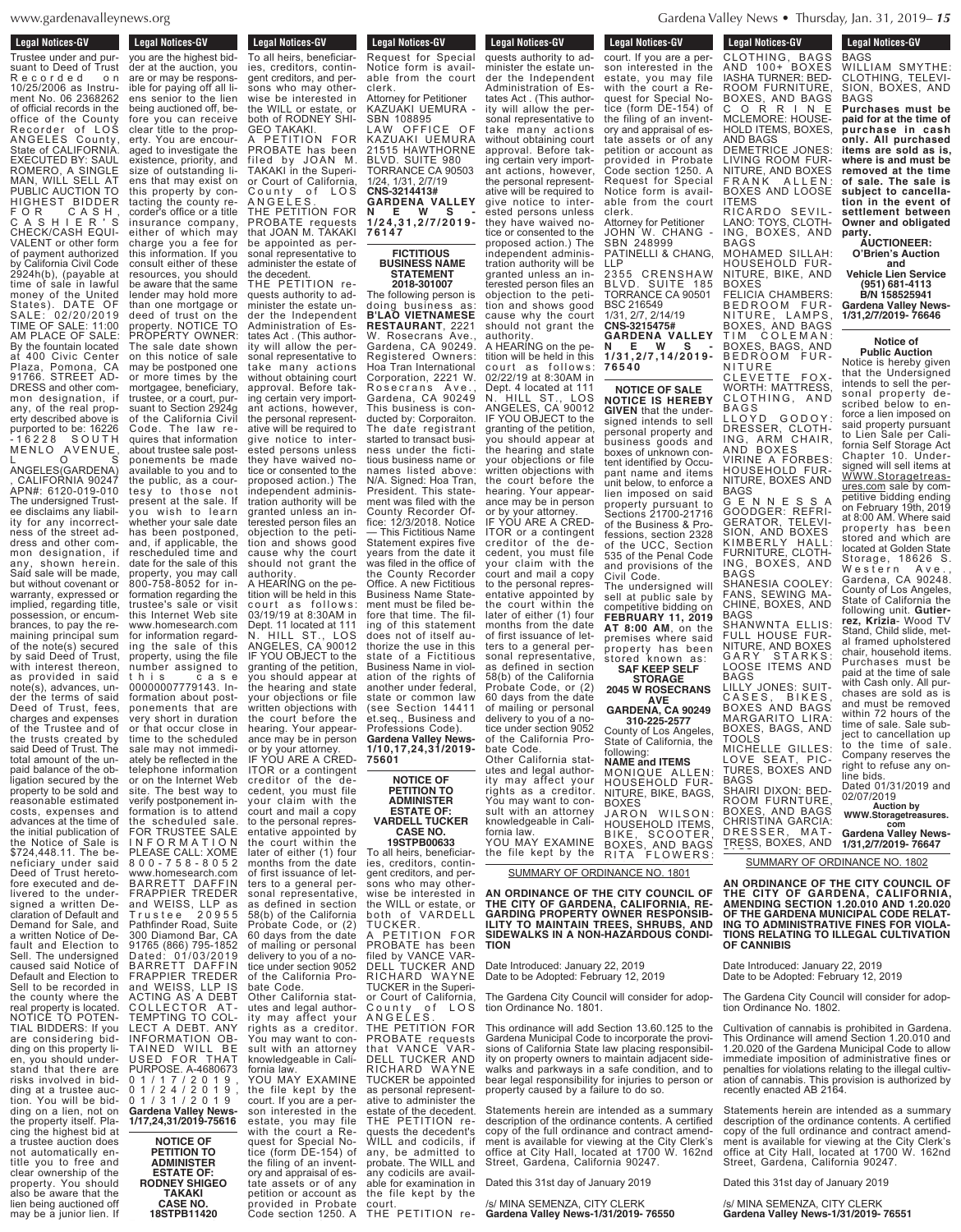Legal Notices-GV

Trustee under and pursuant to Deed of Trust Recorded on 10/25/2006 as Instrument No. 06 2368262 of official records in the office of the County Recorder of LOS ANGELES County, State of CALIFORNIA. EXECUTED BY: SAUL ROMERO, A SINGLE MAN, WILL SELL AT PUBLIC AUCTION TO HIGHEST BIDDER FOR CASH, CASHIER'S CHECK/CASH EQUIVALENT or other form of payment authorized by California Civil Code 2924h(b), (payable at time of sale in lawful money of the United States). DATE OF SALE: 02/20/2019 TIME OF SALE: 11:00 AM PLACE OF SALE: By the fountain located at 400 Civic Center Plaza, Pomona, CA 91766. STREET ADDRESS and other common designation, if any, of the real property described above is purported to be: 16226 -16228 SOUTH MENLO AVENUE, LOS ANGELES(GARDENA), CALIFORNIA 90247 APN#: 6120-019-010 The undersigned Trustee disclaims any liability for any incorrectness of the street address and other common designation, if any, shown herein. Said sale will be made, but without covenant or warranty, expressed or implied, regarding title, possession, or encumbrances, to pay the remaining principal sum of the note(s) secured by said Deed of Trust, with interest thereon, as provided in said note(s), advances, under the terms of said Deed of Trust, fees, charges and expenses of the Trustee and of the trusts created by said Deed of Trust. The total amount of the unpaid balance of the obligation secured by the property to be sold and reasonable estimated costs, expenses and advances at the time of the initial publication of the Notice of Sale is $724,448.11. The beneficiary under said Deed of Trust heretofore executed and delivered to the undersigned a written Declaration of Default and Demand for Sale, and a written Notice of Default and Election to Sell. The undersigned caused said Notice of Default and Election to Sell to be recorded in the county where the real property is located. NOTICE TO POTENTIAL BIDDERS: If you are considering bidding on this property lien, you should understand that there are risks involved in bidding at a trustee auction. You will be bidding on a lien, not on the property itself. Placing the highest bid at a trustee auction does not automatically entitle you to free and clear ownership of the property. You should also be aware that the lien being auctioned off may be a junior lien. If you are the highest bidder at the auction, you are or may be responsible for paying off all liens senior to the lien being auctioned off, before you can receive clear title to the property. You are encouraged to investigate the existence, priority, and size of outstanding liens that may exist on this property by contacting the county recorder's office or a title insurance company, either of which may charge you a fee for this information. If you consult either of these resources, you should be aware that the same lender may hold more than one mortgage or deed of trust on the property. NOTICE TO PROPERTY OWNER: The sale date shown on this notice of sale may be postponed one or more times by the mortgagee, beneficiary, trustee, or a court, pursuant to Section 2924g of the California Civil Code. The law requires that information about trustee sale postponements be made available to you and to the public, as a courtesy to those not present at the sale. If you wish to learn whether your sale date has been postponed, and, if applicable, the rescheduled time and date for the sale of this property, you may call 800-758-8052 for information regarding the trustee's sale or visit this Internet Web site www.homesearch.com for information regarding the sale of this property, using the file number assigned to this case 00000007779143. Information about postponements that are very short in duration or that occur close in time to the scheduled sale may not immediately be reflected in the telephone information or on the Internet Web site. The best way to verify postponement information is to attend the scheduled sale. FOR TRUSTEE SALE INFORMATION PLEASE CALL: XOME 800-758-8052 www.homesearch.com BARRETT DAFFIN FRAPPIER TREDER and WEISS, LLP as Trustee 20955 Pathfinder Road, Suite 300 Diamond Bar, CA 91765 (866) 795-1852 Dated: 01/03/2019 BARRETT DAFFIN FRAPPIER TREDER and WEISS, LLP IS ACTING AS A DEBT COLLECTOR ATTEMPTING TO COLLECT A DEBT. ANY INFORMATION OBTAINED WILL BE USED FOR THAT PURPOSE. A-4680673 01/17/2019, 01/24/2019, 01/31/2019

**Gardena Valley News-1/17,24,31/2019-75616**

---

**NOTICE OF PETITION TO ADMINISTER ESTATE OF: RODNEY SHIGEO TAKAKI CASE NO. 18STPB11420**

To all heirs, beneficiaries, creditors, contingent creditors, and persons who may otherwise be interested in the WILL or estate, or both of RODNEY SHIGEO TAKAKI.

A PETITION FOR PROBATE has been filed by JOAN M. TAKAKI in the Superior Court of California, County of LOS ANGELES.

THE PETITION FOR PROBATE requests that JOAN M. TAKAKI be appointed as personal representative to administer the estate of the decedent.

THE PETITION requests authority to administer the estate under the Independent Administration of Estates Act . (This authority will allow the personal representative to take many actions without obtaining court approval. Before taking certain very important actions, however, the personal representative will be required to give notice to interested persons unless they have waived notice or consented to the proposed action.) The independent administration authority will be granted unless an interested person files an objection to the petition and shows good cause why the court should not grant the authority.

A HEARING on the petition will be held in this court as follows: 03/19/19 at 8:30AM in Dept. 11 located at 111 N. HILL ST., LOS ANGELES, CA 90012

IF YOU OBJECT to the granting of the petition, you should appear at the hearing and state your objections or file written objections with the court before the hearing. Your appearance may be in person or by your attorney.

IF YOU ARE A CREDITOR or a contingent creditor of the decedent, you must file your claim with the court and mail a copy to the personal representative appointed by the court within the later of either (1) four months from the date of first issuance of letters to a general personal representative, as defined in section 58(b) of the California Probate Code, or (2) 60 days from the date of mailing or personal delivery to you of a notice under section 9052 of the California Probate Code.

Other California statutes and legal authority may affect your rights as a creditor. You may want to consult with an attorney knowledgeable in California law.

YOU MAY EXAMINE the file kept by the court. If you are a person interested in the estate, you may file with the court a Request for Special Notice (form DE-154) of the filing of an inventory and appraisal of estate assets or of any petition or account as provided in Probate Code section 1250. A Request for Special Notice form is available from the court clerk.

Attorney for Petitioner
KAZUAKI UEMURA - SBN 108895
LAW OFFICE OF KAZUAKI UEMURA
21515 HAWTHORNE BLVD. SUITE 980
TORRANCE CA 90503
1/24, 1/31, 2/7/19
**CNS-3214413#**
**GARDENA VALLEY NEWS - 1/24,31,2/7/2019-76147**

---

**FICTITIOUS BUSINESS NAME STATEMENT 2018-301007**

The following person is doing business as: **B'LAO VIETNAMESE RESTAURANT**, 2221 W. Rosecrans Ave., Gardena, CA 90249. Registered Owners: Hoa Tram International Corporation, 2221 W. Rosecrans Ave., Gardena, CA 90249 This business is conducted by: Corporaiton. The date registrant started to transact business under the fictitious business name or names listed above: N/A. Signed: Hoa Tran, President. This statement was filed with the County Recorder Office: 12/3/2018. Notice — This Fictitious Name Statement expires five years from the date it was filed in the office of the County Recorder Office. A new Fictitious Business Name Statement must be filed before that time. The filing of this statement does not of itself authorize the use in this state of a Fictitious Business Name in violation of the rights of another under federal, state or common law (see Section 14411 et.seq., Business and Professions Code).

**Gardena Valley News-1/10,17,24,31/2019-75601**

---

**NOTICE OF PETITION TO ADMINISTER ESTATE OF: VARDELL TUCKER CASE NO. 19STPB00633**

To all heirs, beneficiaries, creditors, contingent creditors, and persons who may otherwise be interested in the WILL or estate, or both of VARDELL TUCKER.

A PETITION FOR PROBATE has been filed by VANCE VARDELL TUCKER and RICHARD WAYNE TUCKER in the Superior Court of California, County of LOS ANGELES.

THE PETITION FOR PROBATE requests that VANCE VARDELL TUCKER and RICHARD WAYNE TUCKER be appointed as personal representative to administer the estate of the decedent.

THE PETITION requests the decedent's WILL and codicils, if any, be admitted to probate. The WILL and any codicils are available for examination in the file kept by the court.

THE PETITION requests authority to administer the estate under the Independent Administration of Estates Act . (This authority will allow the personal representative to take many actions without obtaining court approval. Before taking certain very important actions, however, the personal representative will be required to give notice to interested persons unless they have waived notice or consented to the proposed action.) The independent administration authority will be granted unless an interested person files an objection to the petition and shows good cause why the court should not grant the authority.

A HEARING on the petition will be held in this court as follows: 02/22/19 at 8:30AM in Dept. 4 located at 111 N. HILL ST., LOS ANGELES, CA 90012

IF YOU OBJECT to the granting of the petition, you should appear at the hearing and state your objections or file written objections with the court before the hearing. Your appearance may be in person or by your attorney.

IF YOU ARE A CREDITOR or a contingent creditor of the decedent, you must file your claim with the court and mail a copy to the personal representative appointed by the court within the later of either (1) four months from the date of first issuance of letters to a general personal representative, as defined in section 58(b) of the California Probate Code, or (2) 60 days from the date of mailing or personal delivery to you of a notice under section 9052 of the California Probate Code.

Other California statutes and legal authority may affect your rights as a creditor. You may want to consult with an attorney knowledgeable in California law.

YOU MAY EXAMINE the file kept by the court. If you are a person interested in the estate, you may file with the court a Request for Special Notice (form DE-154) of the filing of an inventory and appraisal of estate assets or of any petition or account as provided in Probate Code section 1250. A Request for Special Notice form is available from the court clerk.

Attorney for Petitioner
JOHN W. CHANG - SBN 248999
PATINELLI & CHANG, LLP
2355 CRENSHAW BLVD. SUITE 185
TORRANCE CA 90501
BSC 216549
1/31, 2/7, 2/14/19
**CNS-3215475#**
**GARDENA VALLEY NEWS - 1/31,2/7,14/2019-76540**

---

**NOTICE OF SALE**

**NOTICE IS HEREBY GIVEN** that the undersigned intends to sell personal property and business goods and boxes of unknown content identified by Occupant name and items unit below, to enforce a lien imposed on said property pursuant to Sections 21700-21716 of the Business & Professions, section 2328 of the UCC, Section 535 of the Penal Code and provisions of the Civil Code.

The undersigned will sell at public sale by competitive bidding on **FEBRUARY 11, 2019 AT 8:00 AM**, on the premises where said property has been stored known as:

**SAF KEEP SELF STORAGE**
**2045 W ROSECRANS AVE**
**GARDENA, CA 90249**
**310-225-2577**

County of Los Angeles, State of California, the following:

**NAME and ITEMS**

MONIQUE ALLEN: HOUSEHOLD FURNITURE, BIKE, BAGS, BOXES
JARON WILSON: HOUSEHOLD ITEMS, BIKE, SCOOTER, BOXES, AND BAGS
RITA FLOWERS: CLOTHING, BAGS AND 100+ BOXES
IASHA TURNER: BEDROOM FURNITURE, BOXES, AND BAGS
CORRINE MCLEMORE: HOUSEHOLD ITEMS, BOXES, AND BAGS
DEMETRICE JONES: LIVING ROOM FURNITURE, AND BOXES
FRANK ALLEN: BOXES AND LOOSE ITEMS
RICARDO SEVILLANO: TOYS, CLOTHING, BOXES, AND BAGS
MOHAMED SILLAH: HOUSEHOLD FURNITURE, BIKE, AND BOXES
FELICIA CHAMBERS: BEDROOM FURNITURE, LAMPS, BOXES, AND BAGS
TIM COLEMAN: BOXES, BAGS, AND BEDROOM FURNITURE
CLEVETTE FOXWORTH: MATTRESS, CLOTHING, AND BAGS
LLOYD GODOY: DRESSER, CLOTHING, ARM CHAIR, AND BOXES
VIRINE A FORBES: HOUSEHOLD FURNITURE, BOXES AND BAGS
GENNESSA GOODGER: REFRIGERATOR, TELEVISION, AND BOXES
KIMBERLY HALL: FURNITURE, CLOTHING, BOXES, AND BAGS
SHANESIA COOLEY: FANS, SEWING MACHINE, BOXES, AND BAGS
SHANWNTA ELLIS: FULL HOUSE FURNITURE, AND BOXES
GARY STARKS: LOOSE ITEMS AND BAGS
LILLY JONES: SUITCASES, BIKES, BOXES AND BAGS
MARGARITO LIRA: BOXES, BAGS, AND TOOLS
MICHELLE GILLES: LOVE SEAT, PICTURES, BOXES AND BAGS
SHAIRI DIXON: BEDROOM FURNTURE, BOXES, AND BAGS
CHRISTINA GARCIA: DRESSER, MATTRESS, BOXES, AND BAGS
WILLIAM SMYTHE: CLOTHING, TELEVISION, BOXES, AND BAGS

**Purchases must be paid for at the time of purchase in cash only. All purchased items are sold as is, where is and must be removed at the time of sale. The sale is subject to cancellation in the event of settlement between Owner and obligated party.**

**AUCTIONEER: O'Brien's Auction and Vehicle Lien Service (951) 681-4113 B/N 158525941**

**Gardena Valley News-1/31,2/7/2019- 76646**

---

**Notice of Public Auction**

Notice is hereby given that the Undersigned intends to sell the personal property described below to enforce a lien imposed on said property pursuant to Lien Sale per California Self Storage Act Chapter 10. Undersigned will sell items at WWW.Storagetreasures.com sale by competitive bidding ending on February 19th, 2019 at 8:00 AM. Where said property has been stored and which are located at Golden State Storage, 18626 S. Western Ave., Gardena, CA 90248. County of Los Angeles, State of California the following unit. **Gutierrez, Krizia**- Wood TV Stand, Child slide, metal framed upholstered chair, household items. Purchases must be paid at the time of sale with Cash only. All purchases are sold as is and must be removed within 72 hours of the time of sale. Sale subject to cancellation up to the time of sale. Company reserves the right to refuse any online bids.

Dated 01/31/2019 and 02/07/2019

**Auction by WWW.Storagetreasures.com**

**Gardena Valley News-1/31,2/7/2019- 76647**

---

SUMMARY OF ORDINANCE NO. 1801

**AN ORDINANCE OF THE CITY COUNCIL OF THE CITY OF GARDENA, CALIFORNIA, REGARDING PROPERTY OWNER RESPONSIBILITY TO MAINTAIN TREES, SHRUBS, AND SIDEWALKS IN A NON-HAZARDOUS CONDITION**

Date Introduced: January 22, 2019
Date to be Adopted: February 12, 2019

The Gardena City Council will consider for adoption Ordinance No. 1801.

This ordinance will add Section 13.60.125 to the Gardena Municipal Code to incorporate the provisions of California State law placing responsibility on property owners to maintain adjacent sidewalks and parkways in a safe condition, and to bear legal responsibility for injuries to person or property caused by a failure to do so.

Statements herein are intended as a summary description of the ordinance contents. A certified copy of the full ordinance and contract amendment is available for viewing at the City Clerk's office at City Hall, located at 1700 W. 162nd Street, Gardena, California 90247.

Dated this 31st day of January 2019

/s/ MINA SEMENZA, CITY CLERK
**Gardena Valley News-1/31/2019- 76550**

---

SUMMARY OF ORDINANCE NO. 1802

**AN ORDINANCE OF THE CITY COUNCIL OF THE CITY OF GARDENA, CALIFORNIA, AMENDING SECTION 1.20.010 AND 1.20.020 OF THE GARDENA MUNICIPAL CODE RELATING TO ADMINISTRATIVE FINES FOR VIOLATIONS RELATING TO ILLEGAL CULTIVATION OF CANNIBIS**

Date Introduced: January 22, 2019
Date to be Adopted: February 12, 2019

The Gardena City Council will consider for adoption Ordinance No. 1802.

Cultivation of cannabis is prohibited in Gardena. This Ordinance will amend Section 1.20.010 and 1.20.020 of the Gardena Municipal Code to allow immediate imposition of administrative fines or penalties for violations relating to the illegal cultivation of cannabis. This provision is authorized by recently enacted AB 2164.

Statements herein are intended as a summary description of the ordinance contents. A certified copy of the full ordinance and contract amendment is available for viewing at the City Clerk's office at City Hall, located at 1700 W. 162nd Street, Gardena, California 90247.

Dated this 31st day of January 2019

/s/ MINA SEMENZA, CITY CLERK
**Gardena Valley News-1/31/2019- 76551**